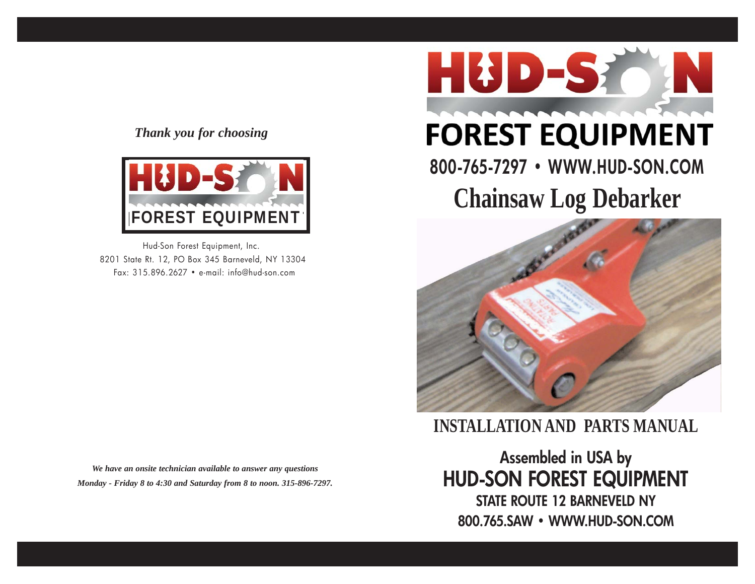*Thank you for choosing*

HUD-SON FOREST EQUIPMENT

Hud-Son Forest Equipment, Inc.
8201 State Rt. 12, PO Box 345 Barneveld, NY 13304
Fax: 315.896.2627 • e-mail: info@hud-son.com

***We have an onsite technician available to answer any questions Monday - Friday 8 to 4:30 and Saturday from 8 to noon. 315-896-7297.***

# HUD-SON FOREST EQUIPMENT

## 800-765-7297 • WWW.HUD-SON.COM

# Chainsaw Log Debarker

## INSTALLATION AND PARTS MANUAL

**Assembled in USA by**
**HUD-SON FOREST EQUIPMENT**
**STATE ROUTE 12 BARNEVELD NY**
**800.765.SAW • WWW.HUD-SON.COM**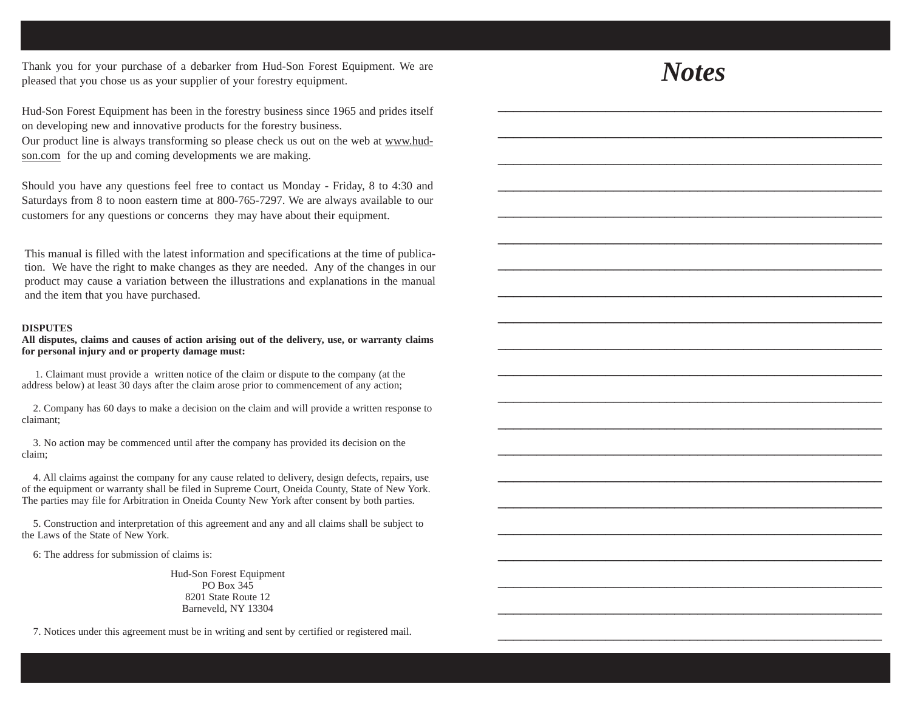Thank you for your purchase of a debarker from Hud-Son Forest Equipment. We are pleased that you chose us as your supplier of your forestry equipment.

Hud-Son Forest Equipment has been in the forestry business since 1965 and prides itself on developing new and innovative products for the forestry business.
Our product line is always transforming so please check us out on the web at www.hud-son.com for the up and coming developments we are making.

Should you have any questions feel free to contact us Monday - Friday, 8 to 4:30 and Saturdays from 8 to noon eastern time at 800-765-7297. We are always available to our customers for any questions or concerns they may have about their equipment.

This manual is filled with the latest information and specifications at the time of publication. We have the right to make changes as they are needed. Any of the changes in our product may cause a variation between the illustrations and explanations in the manual and the item that you have purchased.

**DISPUTES**
**All disputes, claims and causes of action arising out of the delivery, use, or warranty claims for personal injury and or property damage must:**

1. Claimant must provide a written notice of the claim or dispute to the company (at the address below) at least 30 days after the claim arose prior to commencement of any action;

2. Company has 60 days to make a decision on the claim and will provide a written response to claimant;

3. No action may be commenced until after the company has provided its decision on the claim;

4. All claims against the company for any cause related to delivery, design defects, repairs, use of the equipment or warranty shall be filed in Supreme Court, Oneida County, State of New York. The parties may file for Arbitration in Oneida County New York after consent by both parties.

5. Construction and interpretation of this agreement and any and all claims shall be subject to the Laws of the State of New York.

6: The address for submission of claims is:

Hud-Son Forest Equipment
PO Box 345
8201 State Route 12
Barneveld, NY 13304

7. Notices under this agreement must be in writing and sent by certified or registered mail.

# *Notes*

______________________________________________________________

______________________________________________________________

______________________________________________________________

______________________________________________________________

______________________________________________________________

______________________________________________________________

______________________________________________________________

______________________________________________________________

______________________________________________________________

______________________________________________________________

______________________________________________________________

______________________________________________________________

______________________________________________________________

______________________________________________________________

______________________________________________________________

______________________________________________________________

______________________________________________________________

______________________________________________________________

______________________________________________________________

______________________________________________________________

______________________________________________________________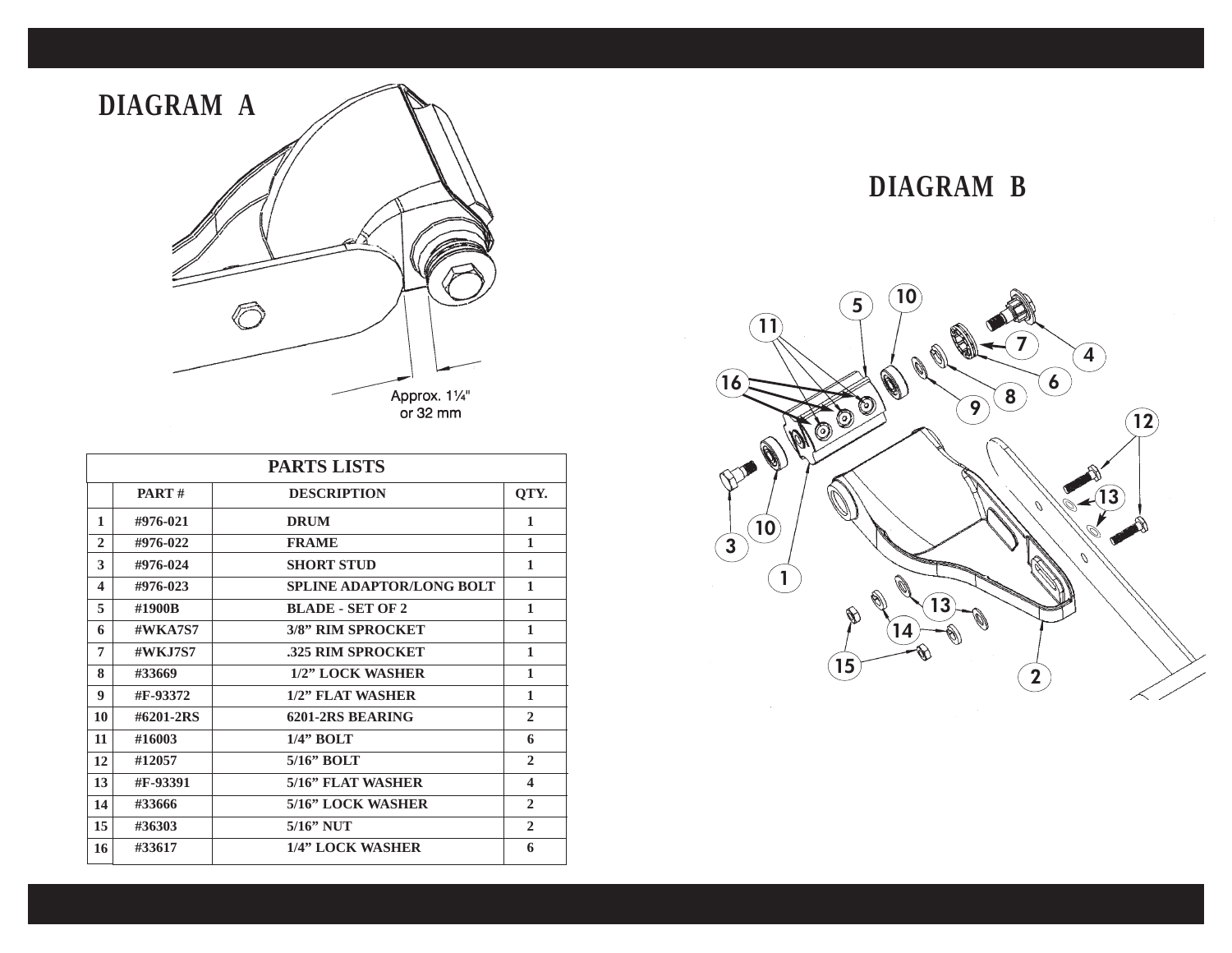## DIAGRAM A

Approx. 1¼" or 32 mm

## DIAGRAM B

| PARTS LISTS | | | |
|---|---|---|---|
| | PART # | DESCRIPTION | QTY. |
| 1 | #976-021 | DRUM | 1 |
| 2 | #976-022 | FRAME | 1 |
| 3 | #976-024 | SHORT STUD | 1 |
| 4 | #976-023 | SPLINE ADAPTOR/LONG BOLT | 1 |
| 5 | #1900B | BLADE - SET OF 2 | 1 |
| 6 | #WKA7S7 | 3/8" RIM SPROCKET | 1 |
| 7 | #WKJ7S7 | .325 RIM SPROCKET | 1 |
| 8 | #33669 | 1/2" LOCK WASHER | 1 |
| 9 | #F-93372 | 1/2" FLAT WASHER | 1 |
| 10 | #6201-2RS | 6201-2RS BEARING | 2 |
| 11 | #16003 | 1/4" BOLT | 6 |
| 12 | #12057 | 5/16" BOLT | 2 |
| 13 | #F-93391 | 5/16" FLAT WASHER | 4 |
| 14 | #33666 | 5/16" LOCK WASHER | 2 |
| 15 | #36303 | 5/16" NUT | 2 |
| 16 | #33617 | 1/4" LOCK WASHER | 6 |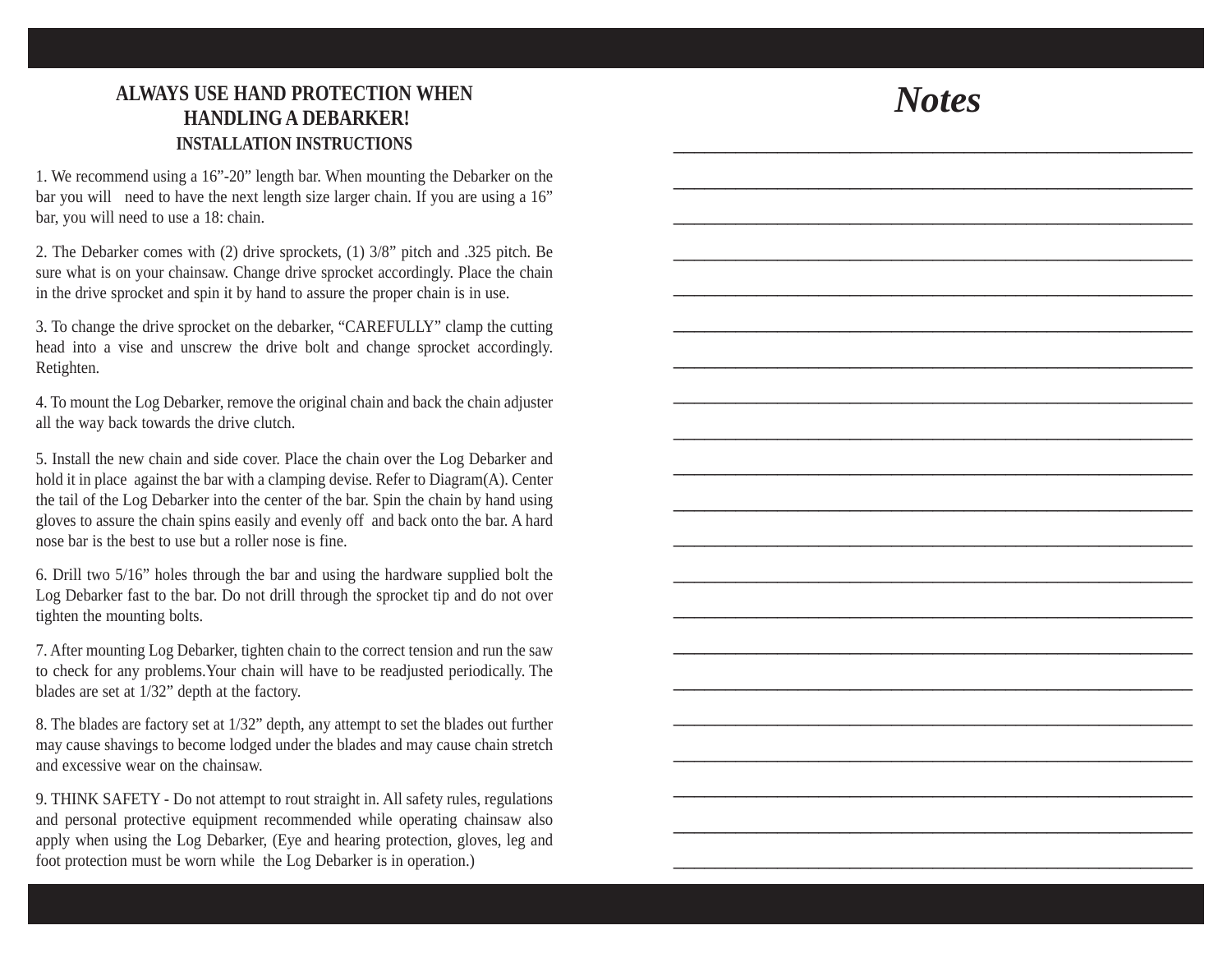**ALWAYS USE HAND PROTECTION WHEN HANDLING A DEBARKER!**

**INSTALLATION INSTRUCTIONS**

1. We recommend using a 16”-20” length bar. When mounting the Debarker on the bar you will need to have the next length size larger chain. If you are using a 16” bar, you will need to use a 18: chain.

2. The Debarker comes with (2) drive sprockets, (1) 3/8” pitch and .325 pitch. Be sure what is on your chainsaw. Change drive sprocket accordingly. Place the chain in the drive sprocket and spin it by hand to assure the proper chain is in use.

3. To change the drive sprocket on the debarker, “CAREFULLY” clamp the cutting head into a vise and unscrew the drive bolt and change sprocket accordingly. Retighten.

4. To mount the Log Debarker, remove the original chain and back the chain adjuster all the way back towards the drive clutch.

5. Install the new chain and side cover. Place the chain over the Log Debarker and hold it in place against the bar with a clamping devise. Refer to Diagram(A). Center the tail of the Log Debarker into the center of the bar. Spin the chain by hand using gloves to assure the chain spins easily and evenly off and back onto the bar. A hard nose bar is the best to use but a roller nose is fine.

6. Drill two 5/16” holes through the bar and using the hardware supplied bolt the Log Debarker fast to the bar. Do not drill through the sprocket tip and do not over tighten the mounting bolts.

7. After mounting Log Debarker, tighten chain to the correct tension and run the saw to check for any problems.Your chain will have to be readjusted periodically. The blades are set at 1/32” depth at the factory.

8. The blades are factory set at 1/32” depth, any attempt to set the blades out further may cause shavings to become lodged under the blades and may cause chain stretch and excessive wear on the chainsaw.

9. THINK SAFETY - Do not attempt to rout straight in. All safety rules, regulations and personal protective equipment recommended while operating chainsaw also apply when using the Log Debarker, (Eye and hearing protection, gloves, leg and foot protection must be worn while the Log Debarker is in operation.)

# *Notes*